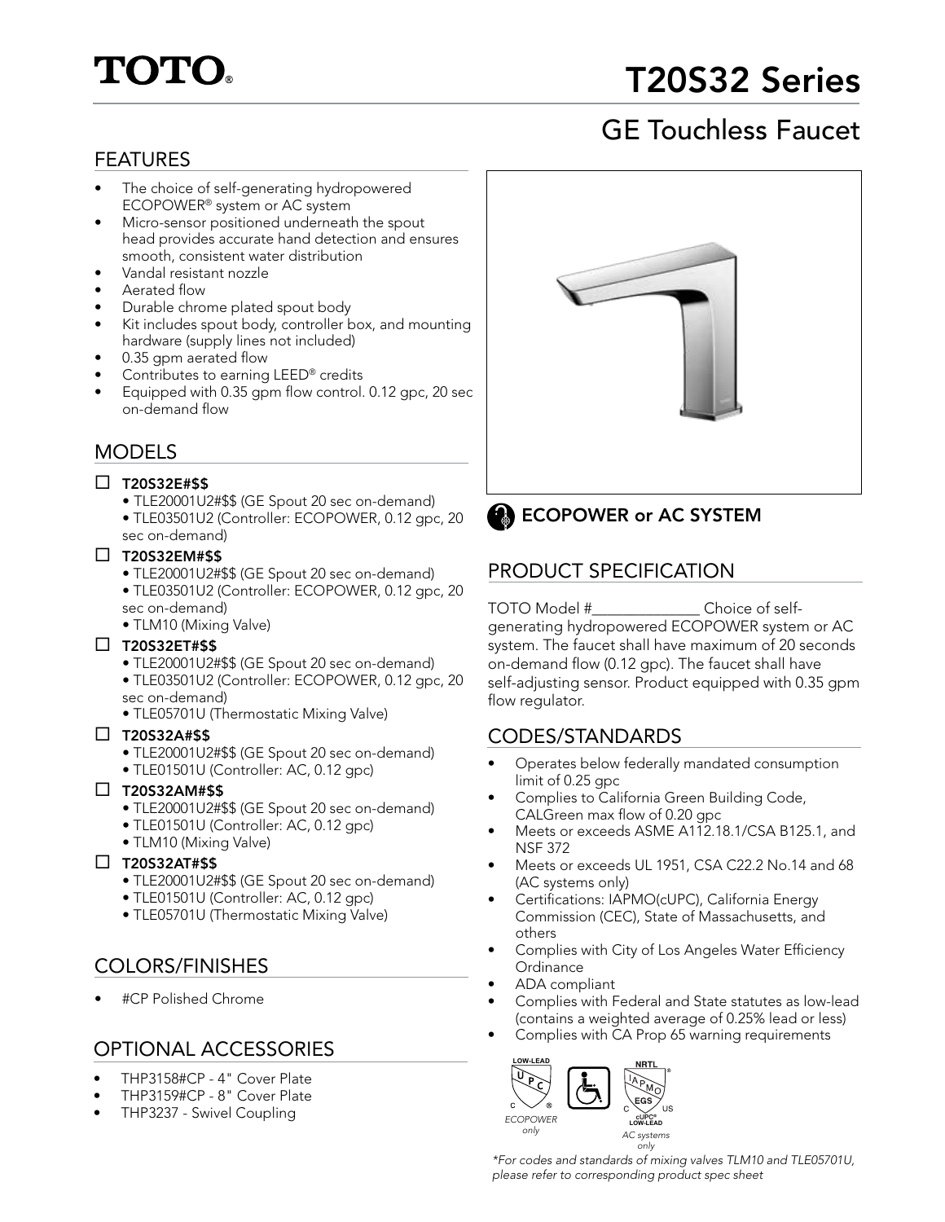# TOTO®

# T20S32 Series

## GE Touchless Faucet

### FEATURES

- The choice of self-generating hydropowered ECOPOWER® system or AC system
- Micro-sensor positioned underneath the spout head provides accurate hand detection and ensures smooth, consistent water distribution
- Vandal resistant nozzle
- Aerated flow
- Durable chrome plated spout body
- Kit includes spout body, controller box, and mounting hardware (supply lines not included)
- 0.35 gpm aerated flow
- Contributes to earning LEED® credits
- Equipped with 0.35 gpm flow control. 0.12 gpc, 20 sec on-demand flow

### MODELS

☐ **T20S32E#$$**
- TLE20001U2#$$ (GE Spout 20 sec on-demand)
- TLE03501U2 (Controller: ECOPOWER, 0.12 gpc, 20 sec on-demand)

☐ **T20S32EM#$$**
- TLE20001U2#$$ (GE Spout 20 sec on-demand)
- TLE03501U2 (Controller: ECOPOWER, 0.12 gpc, 20 sec on-demand)
- TLM10 (Mixing Valve)

☐ **T20S32ET#$$**
- TLE20001U2#$$ (GE Spout 20 sec on-demand)
- TLE03501U2 (Controller: ECOPOWER, 0.12 gpc, 20 sec on-demand)
- TLE05701U (Thermostatic Mixing Valve)

☐ **T20S32A#$$**
- TLE20001U2#$$ (GE Spout 20 sec on-demand)
- TLE01501U (Controller: AC, 0.12 gpc)

☐ **T20S32AM#$$**
- TLE20001U2#$$ (GE Spout 20 sec on-demand)
- TLE01501U (Controller: AC, 0.12 gpc)
- TLM10 (Mixing Valve)

☐ **T20S32AT#$$**
- TLE20001U2#$$ (GE Spout 20 sec on-demand)
- TLE01501U (Controller: AC, 0.12 gpc)
- TLE05701U (Thermostatic Mixing Valve)

### COLORS/FINISHES

- #CP Polished Chrome

### OPTIONAL ACCESSORIES

- THP3158#CP - 4" Cover Plate
- THP3159#CP - 8" Cover Plate
- THP3237 - Swivel Coupling

**ECOPOWER or AC SYSTEM**

### PRODUCT SPECIFICATION

TOTO Model #______________ Choice of self-generating hydropowered ECOPOWER system or AC system. The faucet shall have maximum of 20 seconds on-demand flow (0.12 gpc). The faucet shall have self-adjusting sensor. Product equipped with 0.35 gpm flow regulator.

### CODES/STANDARDS

- Operates below federally mandated consumption limit of 0.25 gpc
- Complies to California Green Building Code, CALGreen max flow of 0.20 gpc
- Meets or exceeds ASME A112.18.1/CSA B125.1, and NSF 372
- Meets or exceeds UL 1951, CSA C22.2 No.14 and 68 (AC systems only)
- Certifications: IAPMO(cUPC), California Energy Commission (CEC), State of Massachusetts, and others
- Complies with City of Los Angeles Water Efficiency Ordinance
- ADA compliant
- Complies with Federal and State statutes as low-lead (contains a weighted average of 0.25% lead or less)
- Complies with CA Prop 65 warning requirements

LOW-LEAD UPC — *ECOPOWER only*

NRTL IAPMO EGS cUPC® LOW-LEAD — *AC systems only*

*\*For codes and standards of mixing valves TLM10 and TLE05701U, please refer to corresponding product spec sheet*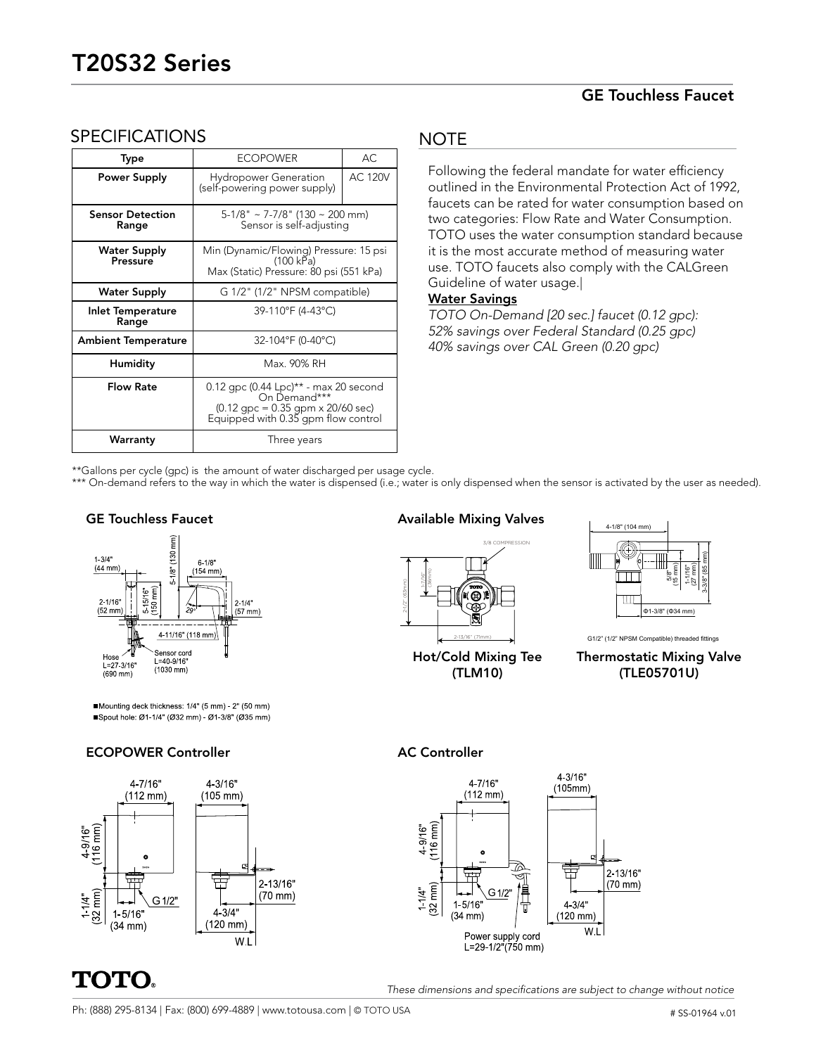# T20S32 Series

## GE Touchless Faucet

## SPECIFICATIONS

| Type | ECOPOWER | AC |
|---|---|---|
| Power Supply | Hydropower Generation (self-powering power supply) | AC 120V |
| Sensor Detection Range | 5-1/8" ~ 7-7/8" (130 ~ 200 mm) Sensor is self-adjusting | |
| Water Supply Pressure | Min (Dynamic/Flowing) Pressure: 15 psi (100 kPa) Max (Static) Pressure: 80 psi (551 kPa) | |
| Water Supply | G 1/2" (1/2" NPSM compatible) | |
| Inlet Temperature Range | 39-110°F (4-43°C) | |
| Ambient Temperature | 32-104°F (0-40°C) | |
| Humidity | Max. 90% RH | |
| Flow Rate | 0.12 gpc (0.44 Lpc)** - max 20 second On Demand*** (0.12 gpc = 0.35 gpm x 20/60 sec) Equipped with 0.35 gpm flow control | |
| Warranty | Three years | |

## NOTE

Following the federal mandate for water efficiency outlined in the Environmental Protection Act of 1992, faucets can be rated for water consumption based on two categories: Flow Rate and Water Consumption. TOTO uses the water consumption standard because it is the most accurate method of measuring water use. TOTO faucets also comply with the CALGreen Guideline of water usage.|

**Water Savings**

*TOTO On-Demand [20 sec.] faucet (0.12 gpc):*
*52% savings over Federal Standard (0.25 gpc)*
*40% savings over CAL Green (0.20 gpc)*

**Gallons per cycle (gpc) is the amount of water discharged per usage cycle.
*** On-demand refers to the way in which the water is dispensed (i.e.; water is only dispensed when the sensor is activated by the user as needed).

### GE Touchless Faucet

1-3/4" (44 mm)
5-1/8" (130 mm)
6-1/8" (154 mm)
2-1/16" (52 mm)
5-15/16" (150 mm)
29°
2-1/4" (57 mm)
4-11/16" (118 mm)
Hose L=27-3/16" (690 mm)
Sensor cord L=40-9/16" (1030 mm)

■Mounting deck thickness: 1/4" (5 mm) - 2" (50 mm)
■Spout hole: Ø1-1/4" (Ø32 mm) - Ø1-3/8" (Ø35 mm)

### Available Mixing Valves

3/8 COMPRESSION
1-7/16" (36mm)
2-1/2" (63mm)
2-13/16" (71mm)

**Hot/Cold Mixing Tee (TLM10)**

4-1/8" (104 mm)
5/8" (15 mm)
1-1/16" (27 mm)
3-3/8" (85 mm)
Φ1-3/8" (Φ34 mm)
G1/2" (1/2" NPSM Compatible) threaded fittings

**Thermostatic Mixing Valve (TLE05701U)**

### ECOPOWER Controller

4-7/16" (112 mm)
4-3/16" (105 mm)
4-9/16" (116 mm)
1-1/4" (32 mm)
G1/2"
1-5/16" (34 mm)
2-13/16" (70 mm)
4-3/4" (120 mm)
W.L

### AC Controller

4-7/16" (112 mm)
4-3/16" (105mm)
4-9/16" (116 mm)
1-1/4" (32 mm)
G1/2"
1-5/16" (34 mm)
2-13/16" (70 mm)
4-3/4" (120 mm)
W.L
Power supply cord L=29-1/2"(750 mm)

TOTO®

*These dimensions and specifications are subject to change without notice*

Ph: (888) 295-8134 | Fax: (800) 699-4889 | www.totousa.com | © TOTO USA

# SS-01964 v.01